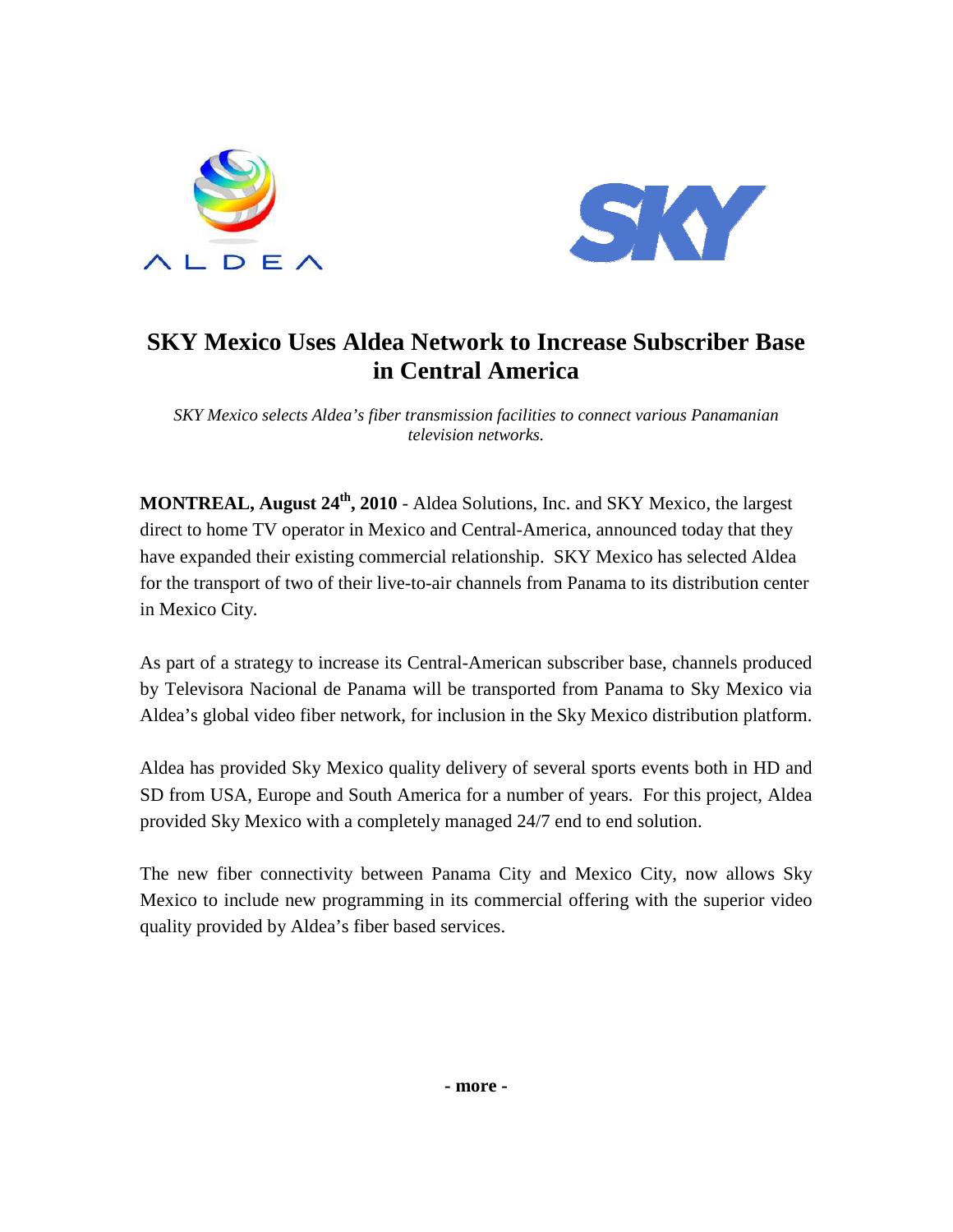# SKY Mexico Uses Aldea Network to Increase Subscriber Base in Central America

*SKY Mexico selects Aldea's fiber transmission facilities to connect various Panamanian television networks.*

**MONTREAL, August 24th, 2010** - Aldea Solutions, Inc. and SKY Mexico, the largest direct to home TV operator in Mexico and Central-America, announced today that they have expanded their existing commercial relationship. SKY Mexico has selected Aldea for the transport of two of their live-to-air channels from Panama to its distribution center in Mexico City.

As part of a strategy to increase its Central-American subscriber base, channels produced by Televisora Nacional de Panama will be transported from Panama to Sky Mexico via Aldea's global video fiber network, for inclusion in the Sky Mexico distribution platform.

Aldea has provided Sky Mexico quality delivery of several sports events both in HD and SD from USA, Europe and South America for a number of years. For this project, Aldea provided Sky Mexico with a completely managed 24/7 end to end solution.

The new fiber connectivity between Panama City and Mexico City, now allows Sky Mexico to include new programming in its commercial offering with the superior video quality provided by Aldea's fiber based services.

**- more -**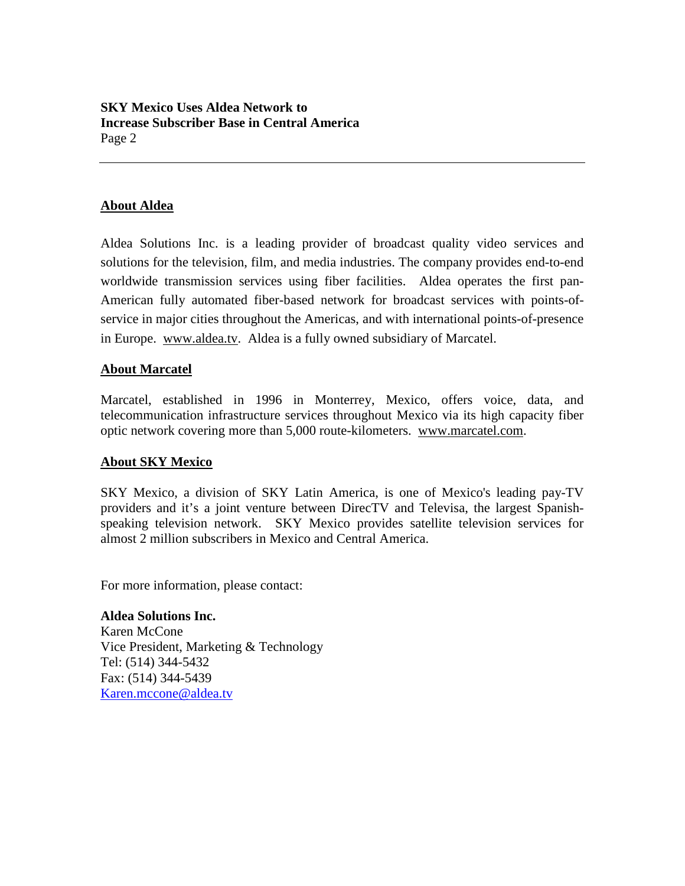## About Aldea

Aldea Solutions Inc. is a leading provider of broadcast quality video services and solutions for the television, film, and media industries. The company provides end-to-end worldwide transmission services using fiber facilities. Aldea operates the first pan-American fully automated fiber-based network for broadcast services with points-of-service in major cities throughout the Americas, and with international points-of-presence in Europe. www.aldea.tv. Aldea is a fully owned subsidiary of Marcatel.

## About Marcatel

Marcatel, established in 1996 in Monterrey, Mexico, offers voice, data, and telecommunication infrastructure services throughout Mexico via its high capacity fiber optic network covering more than 5,000 route-kilometers. www.marcatel.com.

## About SKY Mexico

SKY Mexico, a division of SKY Latin America, is one of Mexico's leading pay-TV providers and it's a joint venture between DirecTV and Televisa, the largest Spanish-speaking television network. SKY Mexico provides satellite television services for almost 2 million subscribers in Mexico and Central America.

For more information, please contact:

**Aldea Solutions Inc.**
Karen McCone
Vice President, Marketing & Technology
Tel: (514) 344-5432
Fax: (514) 344-5439
Karen.mccone@aldea.tv